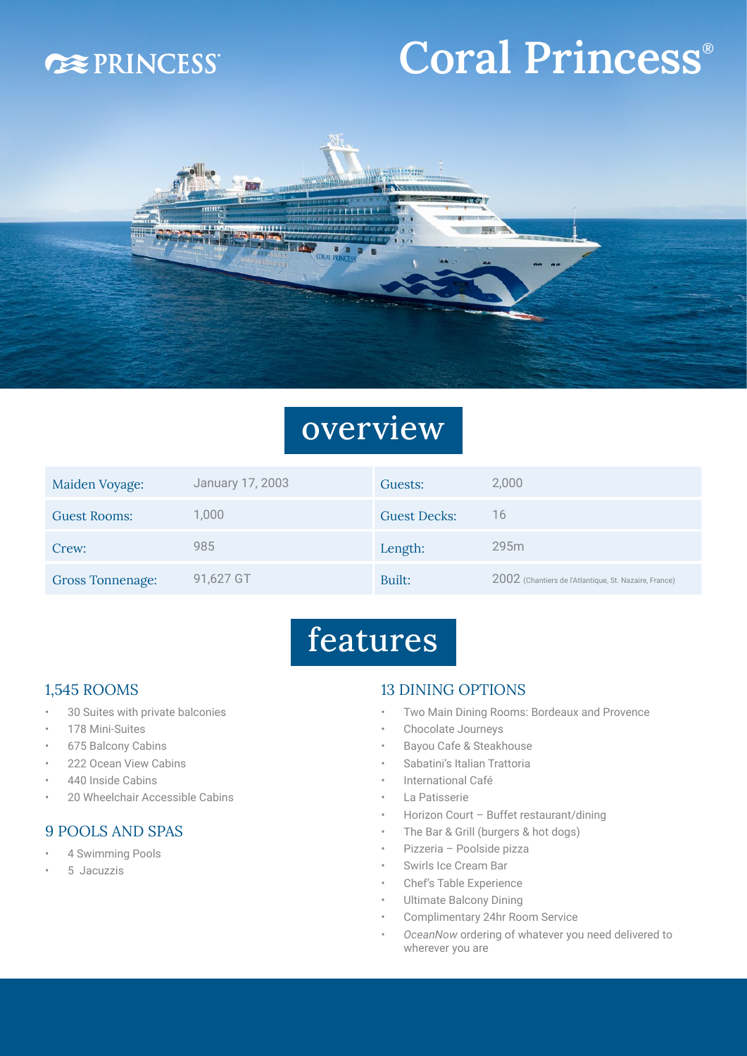PRINCESS®

# Coral Princess®

## overview

| | | | |
|---|---|---|---|
| Maiden Voyage: | January 17, 2003 | Guests: | 2,000 |
| Guest Rooms: | 1,000 | Guest Decks: | 16 |
| Crew: | 985 | Length: | 295m |
| Gross Tonnenage: | 91,627 GT | Built: | 2002 (Chantiers de l'Atlantique, St. Nazaire, France) |

## features

### 1,545 ROOMS

- 30 Suites with private balconies
- 178 Mini-Suites
- 675 Balcony Cabins
- 222 Ocean View Cabins
- 440 Inside Cabins
- 20 Wheelchair Accessible Cabins

### 9 POOLS AND SPAS

- 4 Swimming Pools
- 5 Jacuzzis

### 13 DINING OPTIONS

- Two Main Dining Rooms: Bordeaux and Provence
- Chocolate Journeys
- Bayou Cafe & Steakhouse
- Sabatini's Italian Trattoria
- International Café
- La Patisserie
- Horizon Court – Buffet restaurant/dining
- The Bar & Grill (burgers & hot dogs)
- Pizzeria – Poolside pizza
- Swirls Ice Cream Bar
- Chef's Table Experience
- Ultimate Balcony Dining
- Complimentary 24hr Room Service
- *OceanNow* ordering of whatever you need delivered to wherever you are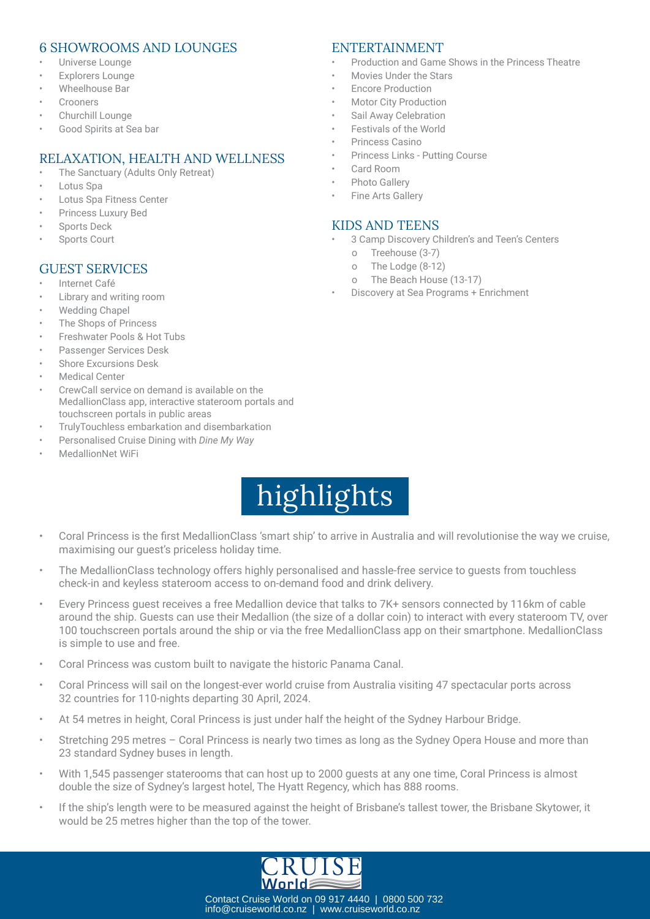## 6 SHOWROOMS AND LOUNGES

- Universe Lounge
- Explorers Lounge
- Wheelhouse Bar
- Crooners
- Churchill Lounge
- Good Spirits at Sea bar

## RELAXATION, HEALTH AND WELLNESS

- The Sanctuary (Adults Only Retreat)
- Lotus Spa
- Lotus Spa Fitness Center
- Princess Luxury Bed
- Sports Deck
- Sports Court

## GUEST SERVICES

- Internet Café
- Library and writing room
- Wedding Chapel
- The Shops of Princess
- Freshwater Pools & Hot Tubs
- Passenger Services Desk
- Shore Excursions Desk
- Medical Center
- CrewCall service on demand is available on the MedallionClass app, interactive stateroom portals and touchscreen portals in public areas
- TrulyTouchless embarkation and disembarkation
- Personalised Cruise Dining with *Dine My Way*
- MedallionNet WiFi

## ENTERTAINMENT

- Production and Game Shows in the Princess Theatre
- Movies Under the Stars
- Encore Production
- Motor City Production
- Sail Away Celebration
- Festivals of the World
- Princess Casino
- Princess Links - Putting Course
- Card Room
- Photo Gallery
- Fine Arts Gallery

## KIDS AND TEENS

- 3 Camp Discovery Children's and Teen's Centers
  - Treehouse (3-7)
  - The Lodge (8-12)
  - The Beach House (13-17)
- Discovery at Sea Programs + Enrichment

# highlights

- Coral Princess is the first MedallionClass 'smart ship' to arrive in Australia and will revolutionise the way we cruise, maximising our guest's priceless holiday time.
- The MedallionClass technology offers highly personalised and hassle-free service to guests from touchless check-in and keyless stateroom access to on-demand food and drink delivery.
- Every Princess guest receives a free Medallion device that talks to 7K+ sensors connected by 116km of cable around the ship. Guests can use their Medallion (the size of a dollar coin) to interact with every stateroom TV, over 100 touchscreen portals around the ship or via the free MedallionClass app on their smartphone. MedallionClass is simple to use and free.
- Coral Princess was custom built to navigate the historic Panama Canal.
- Coral Princess will sail on the longest-ever world cruise from Australia visiting 47 spectacular ports across 32 countries for 110-nights departing 30 April, 2024.
- At 54 metres in height, Coral Princess is just under half the height of the Sydney Harbour Bridge.
- Stretching 295 metres – Coral Princess is nearly two times as long as the Sydney Opera House and more than 23 standard Sydney buses in length.
- With 1,545 passenger staterooms that can host up to 2000 guests at any one time, Coral Princess is almost double the size of Sydney's largest hotel, The Hyatt Regency, which has 888 rooms.
- If the ship's length were to be measured against the height of Brisbane's tallest tower, the Brisbane Skytower, it would be 25 metres higher than the top of the tower.

CRUISE World

Contact Cruise World on 09 917 4440 | 0800 500 732
info@cruiseworld.co.nz | www.cruiseworld.co.nz